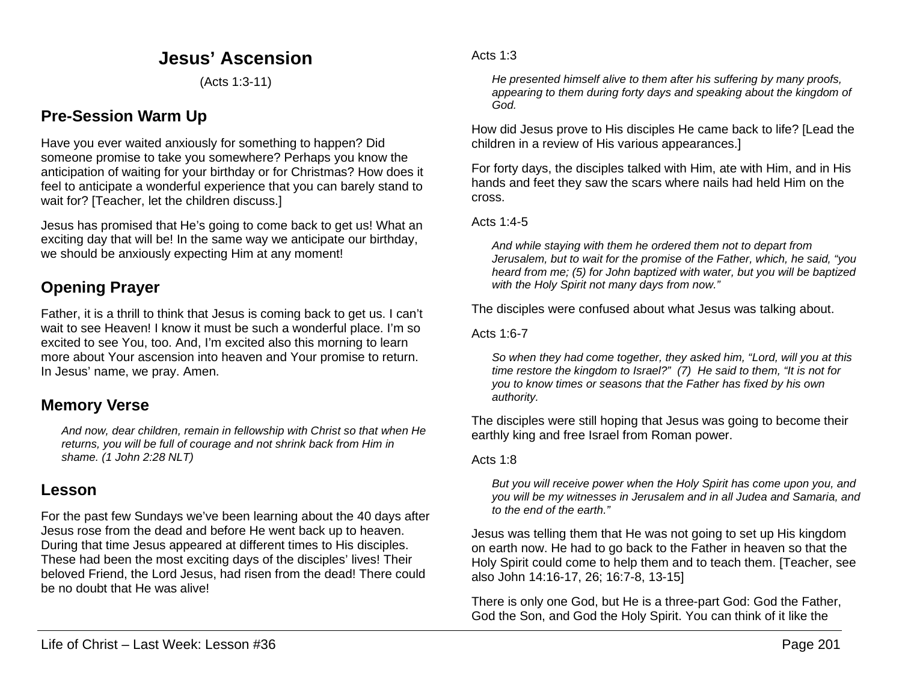# Jesus' Ascension

(Acts 1:3-11)

## Pre-Session Warm Up

Have you ever waited anxiously for something to happen? Did someone promise to take you somewhere? Perhaps you know the anticipation of waiting for your birthday or for Christmas? How does it feel to anticipate a wonderful experience that you can barely stand to wait for? [Teacher, let the children discuss.]

Jesus has promised that He's going to come back to get us! What an exciting day that will be! In the same way we anticipate our birthday, we should be anxiously expecting Him at any moment!

## Opening Prayer

Father, it is a thrill to think that Jesus is coming back to get us. I can't wait to see Heaven! I know it must be such a wonderful place. I'm so excited to see You, too. And, I'm excited also this morning to learn more about Your ascension into heaven and Your promise to return. In Jesus' name, we pray. Amen.

## Memory Verse

> *And now, dear children, remain in fellowship with Christ so that when He returns, you will be full of courage and not shrink back from Him in shame. (1 John 2:28 NLT)*

## Lesson

For the past few Sundays we've been learning about the 40 days after Jesus rose from the dead and before He went back up to heaven. During that time Jesus appeared at different times to His disciples. These had been the most exciting days of the disciples' lives! Their beloved Friend, the Lord Jesus, had risen from the dead! There could be no doubt that He was alive!

Acts 1:3

> *He presented himself alive to them after his suffering by many proofs, appearing to them during forty days and speaking about the kingdom of God.*

How did Jesus prove to His disciples He came back to life? [Lead the children in a review of His various appearances.]

For forty days, the disciples talked with Him, ate with Him, and in His hands and feet they saw the scars where nails had held Him on the cross.

Acts 1:4-5

> *And while staying with them he ordered them not to depart from Jerusalem, but to wait for the promise of the Father, which, he said, "you heard from me; (5) for John baptized with water, but you will be baptized with the Holy Spirit not many days from now."*

The disciples were confused about what Jesus was talking about.

Acts 1:6-7

> *So when they had come together, they asked him, "Lord, will you at this time restore the kingdom to Israel?" (7) He said to them, "It is not for you to know times or seasons that the Father has fixed by his own authority.*

The disciples were still hoping that Jesus was going to become their earthly king and free Israel from Roman power.

Acts 1:8

> *But you will receive power when the Holy Spirit has come upon you, and you will be my witnesses in Jerusalem and in all Judea and Samaria, and to the end of the earth."*

Jesus was telling them that He was not going to set up His kingdom on earth now. He had to go back to the Father in heaven so that the Holy Spirit could come to help them and to teach them. [Teacher, see also John 14:16-17, 26; 16:7-8, 13-15]

There is only one God, but He is a three-part God: God the Father, God the Son, and God the Holy Spirit. You can think of it like the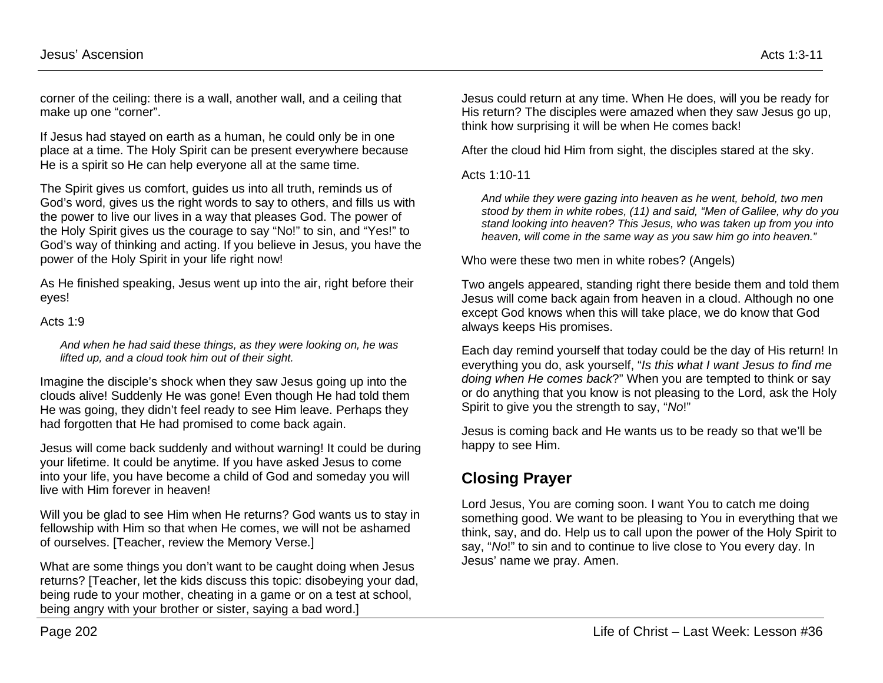corner of the ceiling: there is a wall, another wall, and a ceiling that make up one "corner".

If Jesus had stayed on earth as a human, he could only be in one place at a time. The Holy Spirit can be present everywhere because He is a spirit so He can help everyone all at the same time.

The Spirit gives us comfort, guides us into all truth, reminds us of God's word, gives us the right words to say to others, and fills us with the power to live our lives in a way that pleases God. The power of the Holy Spirit gives us the courage to say "No!" to sin, and "Yes!" to God's way of thinking and acting. If you believe in Jesus, you have the power of the Holy Spirit in your life right now!

As He finished speaking, Jesus went up into the air, right before their eyes!

Acts 1:9

> *And when he had said these things, as they were looking on, he was lifted up, and a cloud took him out of their sight.*

Imagine the disciple's shock when they saw Jesus going up into the clouds alive! Suddenly He was gone! Even though He had told them He was going, they didn't feel ready to see Him leave. Perhaps they had forgotten that He had promised to come back again.

Jesus will come back suddenly and without warning! It could be during your lifetime. It could be anytime. If you have asked Jesus to come into your life, you have become a child of God and someday you will live with Him forever in heaven!

Will you be glad to see Him when He returns? God wants us to stay in fellowship with Him so that when He comes, we will not be ashamed of ourselves. [Teacher, review the Memory Verse.]

What are some things you don't want to be caught doing when Jesus returns? [Teacher, let the kids discuss this topic: disobeying your dad, being rude to your mother, cheating in a game or on a test at school, being angry with your brother or sister, saying a bad word.]

Jesus could return at any time. When He does, will you be ready for His return? The disciples were amazed when they saw Jesus go up, think how surprising it will be when He comes back!

After the cloud hid Him from sight, the disciples stared at the sky.

Acts 1:10-11

> *And while they were gazing into heaven as he went, behold, two men stood by them in white robes, (11) and said, "Men of Galilee, why do you stand looking into heaven? This Jesus, who was taken up from you into heaven, will come in the same way as you saw him go into heaven."*

Who were these two men in white robes? (Angels)

Two angels appeared, standing right there beside them and told them Jesus will come back again from heaven in a cloud. Although no one except God knows when this will take place, we do know that God always keeps His promises.

Each day remind yourself that today could be the day of His return! In everything you do, ask yourself, "*Is this what I want Jesus to find me doing when He comes back*?" When you are tempted to think or say or do anything that you know is not pleasing to the Lord, ask the Holy Spirit to give you the strength to say, "*No*!"

Jesus is coming back and He wants us to be ready so that we'll be happy to see Him.

## Closing Prayer

Lord Jesus, You are coming soon. I want You to catch me doing something good. We want to be pleasing to You in everything that we think, say, and do. Help us to call upon the power of the Holy Spirit to say, "*No*!" to sin and to continue to live close to You every day. In Jesus' name we pray. Amen.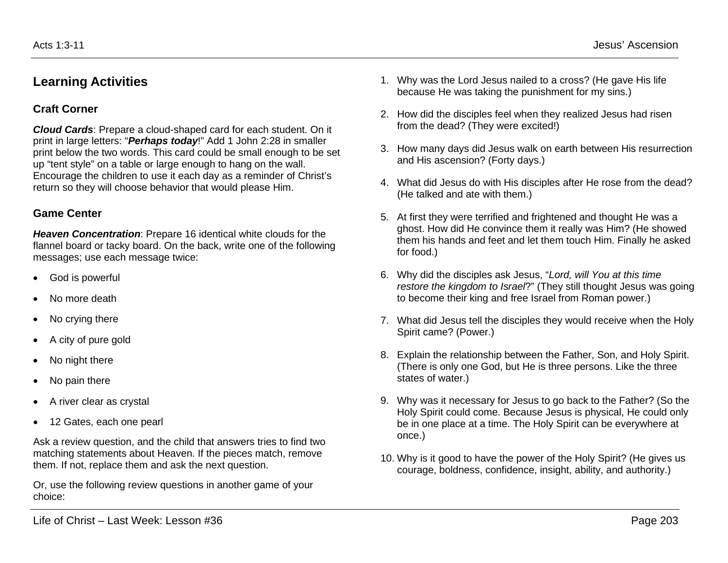## Learning Activities

### Craft Corner

***Cloud Cards***: Prepare a cloud-shaped card for each student. On it print in large letters: "***Perhaps today***!" Add 1 John 2:28 in smaller print below the two words. This card could be small enough to be set up "tent style" on a table or large enough to hang on the wall. Encourage the children to use it each day as a reminder of Christ's return so they will choose behavior that would please Him.

### Game Center

***Heaven Concentration***: Prepare 16 identical white clouds for the flannel board or tacky board. On the back, write one of the following messages; use each message twice:

- God is powerful
- No more death
- No crying there
- A city of pure gold
- No night there
- No pain there
- A river clear as crystal
- 12 Gates, each one pearl

Ask a review question, and the child that answers tries to find two matching statements about Heaven. If the pieces match, remove them. If not, replace them and ask the next question.

Or, use the following review questions in another game of your choice:

1. Why was the Lord Jesus nailed to a cross? (He gave His life because He was taking the punishment for my sins.)
2. How did the disciples feel when they realized Jesus had risen from the dead? (They were excited!)
3. How many days did Jesus walk on earth between His resurrection and His ascension? (Forty days.)
4. What did Jesus do with His disciples after He rose from the dead? (He talked and ate with them.)
5. At first they were terrified and frightened and thought He was a ghost. How did He convince them it really was Him? (He showed them his hands and feet and let them touch Him. Finally he asked for food.)
6. Why did the disciples ask Jesus, "*Lord, will You at this time restore the kingdom to Israel*?" (They still thought Jesus was going to become their king and free Israel from Roman power.)
7. What did Jesus tell the disciples they would receive when the Holy Spirit came? (Power.)
8. Explain the relationship between the Father, Son, and Holy Spirit. (There is only one God, but He is three persons. Like the three states of water.)
9. Why was it necessary for Jesus to go back to the Father? (So the Holy Spirit could come. Because Jesus is physical, He could only be in one place at a time. The Holy Spirit can be everywhere at once.)
10. Why is it good to have the power of the Holy Spirit? (He gives us courage, boldness, confidence, insight, ability, and authority.)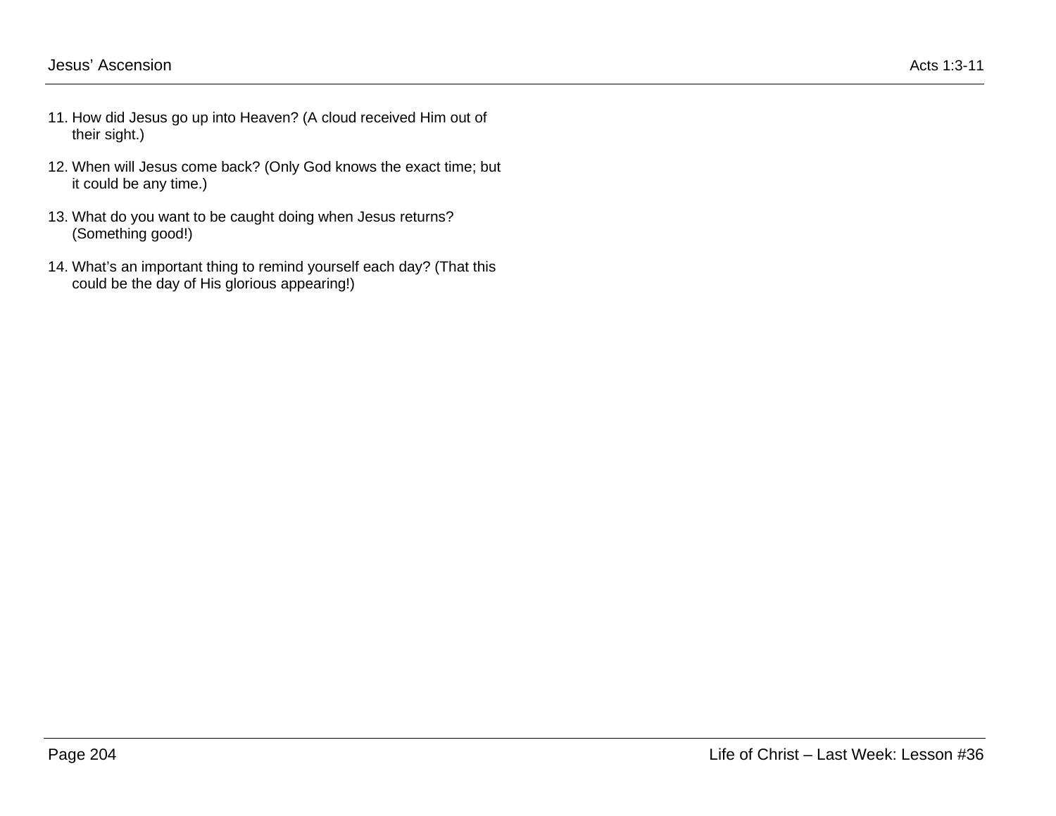11. How did Jesus go up into Heaven? (A cloud received Him out of their sight.)

12. When will Jesus come back? (Only God knows the exact time; but it could be any time.)

13. What do you want to be caught doing when Jesus returns? (Something good!)

14. What’s an important thing to remind yourself each day? (That this could be the day of His glorious appearing!)